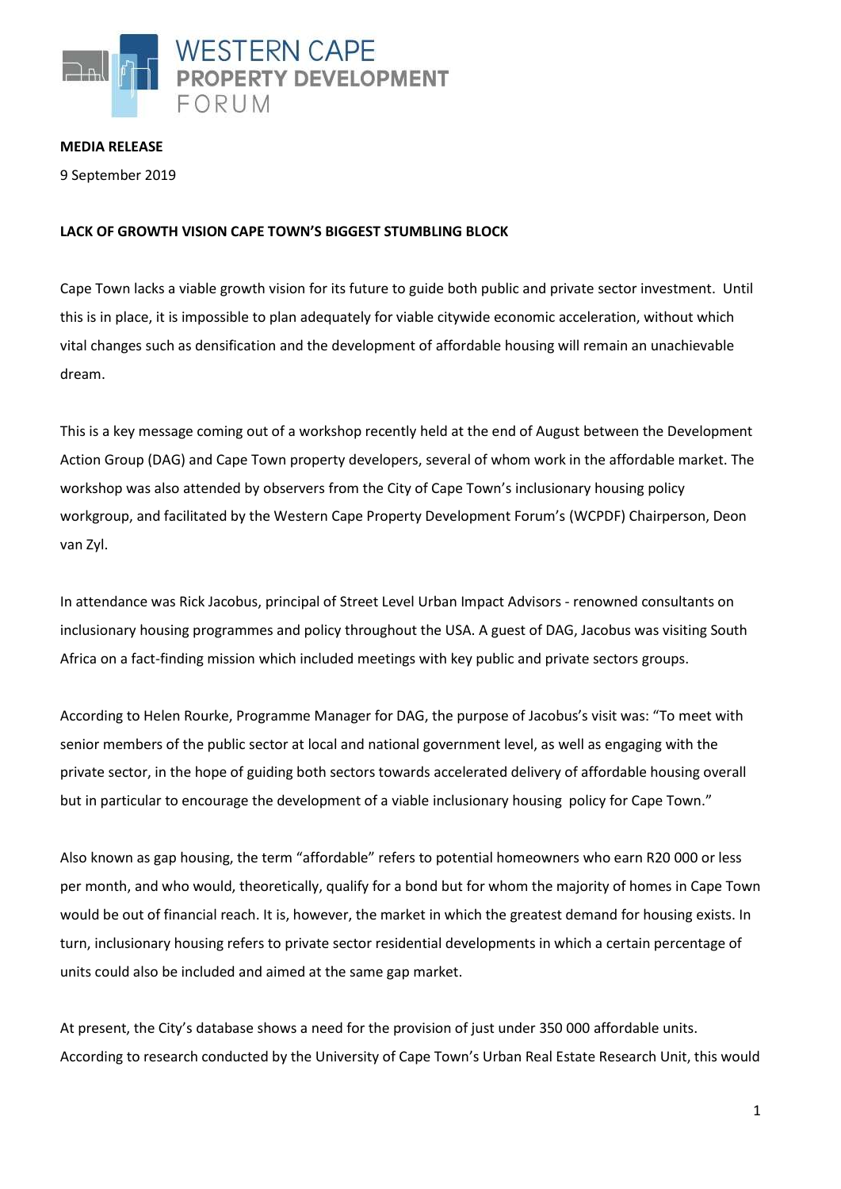WESTERN CAPE
**PROPERTY DEVELOPMENT**
FORUM

**MEDIA RELEASE**

9 September 2019

**LACK OF GROWTH VISION CAPE TOWN'S BIGGEST STUMBLING BLOCK**

Cape Town lacks a viable growth vision for its future to guide both public and private sector investment. Until this is in place, it is impossible to plan adequately for viable citywide economic acceleration, without which vital changes such as densification and the development of affordable housing will remain an unachievable dream.

This is a key message coming out of a workshop recently held at the end of August between the Development Action Group (DAG) and Cape Town property developers, several of whom work in the affordable market. The workshop was also attended by observers from the City of Cape Town's inclusionary housing policy workgroup, and facilitated by the Western Cape Property Development Forum's (WCPDF) Chairperson, Deon van Zyl.

In attendance was Rick Jacobus, principal of Street Level Urban Impact Advisors - renowned consultants on inclusionary housing programmes and policy throughout the USA. A guest of DAG, Jacobus was visiting South Africa on a fact-finding mission which included meetings with key public and private sectors groups.

According to Helen Rourke, Programme Manager for DAG, the purpose of Jacobus's visit was: "To meet with senior members of the public sector at local and national government level, as well as engaging with the private sector, in the hope of guiding both sectors towards accelerated delivery of affordable housing overall but in particular to encourage the development of a viable inclusionary housing policy for Cape Town."

Also known as gap housing, the term "affordable" refers to potential homeowners who earn R20 000 or less per month, and who would, theoretically, qualify for a bond but for whom the majority of homes in Cape Town would be out of financial reach. It is, however, the market in which the greatest demand for housing exists. In turn, inclusionary housing refers to private sector residential developments in which a certain percentage of units could also be included and aimed at the same gap market.

At present, the City's database shows a need for the provision of just under 350 000 affordable units. According to research conducted by the University of Cape Town's Urban Real Estate Research Unit, this would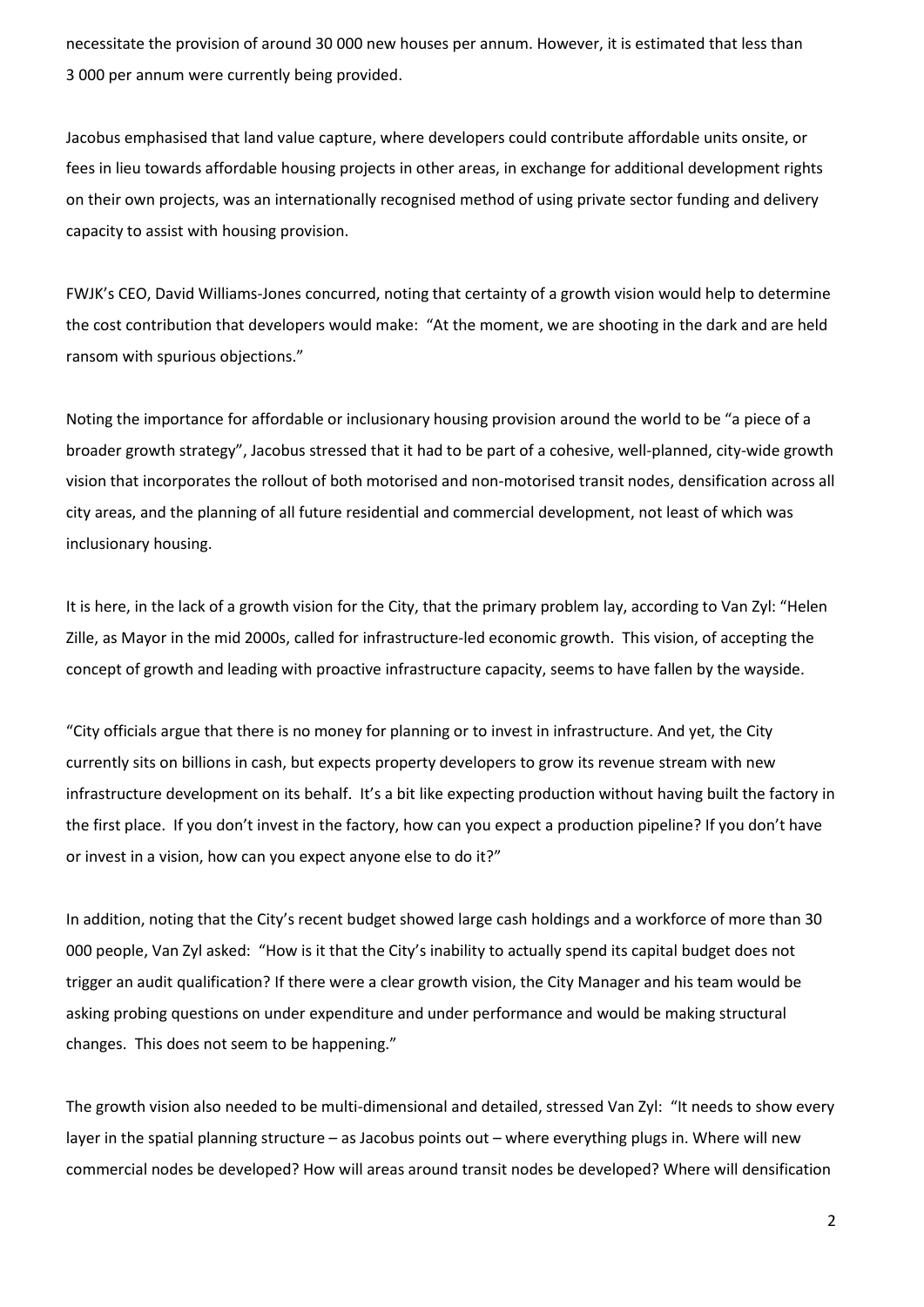necessitate the provision of around 30 000 new houses per annum. However, it is estimated that less than 3 000 per annum were currently being provided.

Jacobus emphasised that land value capture, where developers could contribute affordable units onsite, or fees in lieu towards affordable housing projects in other areas, in exchange for additional development rights on their own projects, was an internationally recognised method of using private sector funding and delivery capacity to assist with housing provision.

FWJK's CEO, David Williams-Jones concurred, noting that certainty of a growth vision would help to determine the cost contribution that developers would make: "At the moment, we are shooting in the dark and are held ransom with spurious objections."

Noting the importance for affordable or inclusionary housing provision around the world to be "a piece of a broader growth strategy", Jacobus stressed that it had to be part of a cohesive, well-planned, city-wide growth vision that incorporates the rollout of both motorised and non-motorised transit nodes, densification across all city areas, and the planning of all future residential and commercial development, not least of which was inclusionary housing.

It is here, in the lack of a growth vision for the City, that the primary problem lay, according to Van Zyl: "Helen Zille, as Mayor in the mid 2000s, called for infrastructure-led economic growth. This vision, of accepting the concept of growth and leading with proactive infrastructure capacity, seems to have fallen by the wayside.

"City officials argue that there is no money for planning or to invest in infrastructure. And yet, the City currently sits on billions in cash, but expects property developers to grow its revenue stream with new infrastructure development on its behalf. It's a bit like expecting production without having built the factory in the first place. If you don't invest in the factory, how can you expect a production pipeline? If you don't have or invest in a vision, how can you expect anyone else to do it?"

In addition, noting that the City's recent budget showed large cash holdings and a workforce of more than 30 000 people, Van Zyl asked: "How is it that the City's inability to actually spend its capital budget does not trigger an audit qualification? If there were a clear growth vision, the City Manager and his team would be asking probing questions on under expenditure and under performance and would be making structural changes. This does not seem to be happening."

The growth vision also needed to be multi-dimensional and detailed, stressed Van Zyl: "It needs to show every layer in the spatial planning structure – as Jacobus points out – where everything plugs in. Where will new commercial nodes be developed? How will areas around transit nodes be developed? Where will densification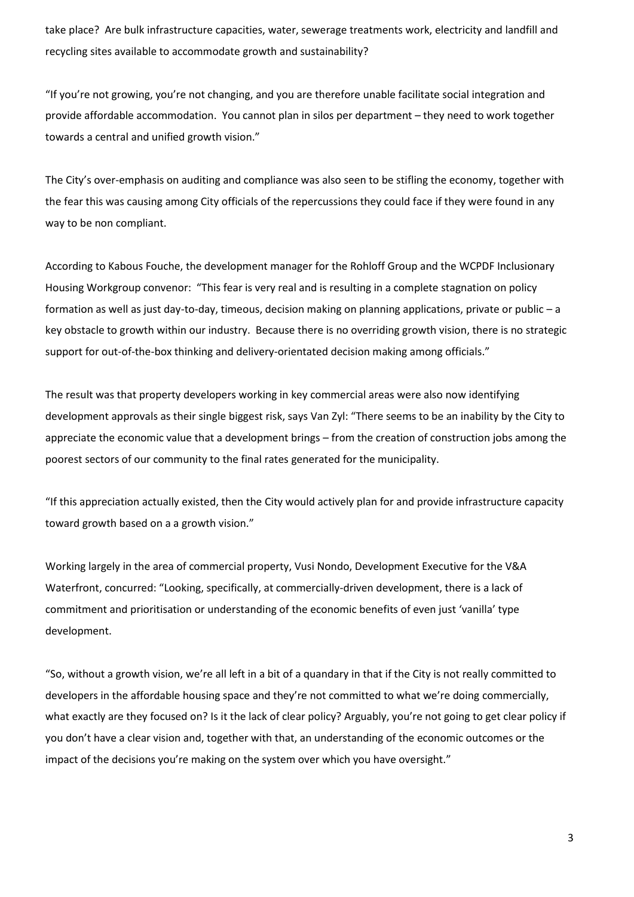take place? Are bulk infrastructure capacities, water, sewerage treatments work, electricity and landfill and recycling sites available to accommodate growth and sustainability?

"If you're not growing, you're not changing, and you are therefore unable facilitate social integration and provide affordable accommodation. You cannot plan in silos per department – they need to work together towards a central and unified growth vision."

The City's over-emphasis on auditing and compliance was also seen to be stifling the economy, together with the fear this was causing among City officials of the repercussions they could face if they were found in any way to be non compliant.

According to Kabous Fouche, the development manager for the Rohloff Group and the WCPDF Inclusionary Housing Workgroup convenor: "This fear is very real and is resulting in a complete stagnation on policy formation as well as just day-to-day, timeous, decision making on planning applications, private or public – a key obstacle to growth within our industry. Because there is no overriding growth vision, there is no strategic support for out-of-the-box thinking and delivery-orientated decision making among officials."

The result was that property developers working in key commercial areas were also now identifying development approvals as their single biggest risk, says Van Zyl: "There seems to be an inability by the City to appreciate the economic value that a development brings – from the creation of construction jobs among the poorest sectors of our community to the final rates generated for the municipality.

"If this appreciation actually existed, then the City would actively plan for and provide infrastructure capacity toward growth based on a a growth vision."

Working largely in the area of commercial property, Vusi Nondo, Development Executive for the V&A Waterfront, concurred: "Looking, specifically, at commercially-driven development, there is a lack of commitment and prioritisation or understanding of the economic benefits of even just 'vanilla' type development.

"So, without a growth vision, we're all left in a bit of a quandary in that if the City is not really committed to developers in the affordable housing space and they're not committed to what we're doing commercially, what exactly are they focused on? Is it the lack of clear policy? Arguably, you're not going to get clear policy if you don't have a clear vision and, together with that, an understanding of the economic outcomes or the impact of the decisions you're making on the system over which you have oversight."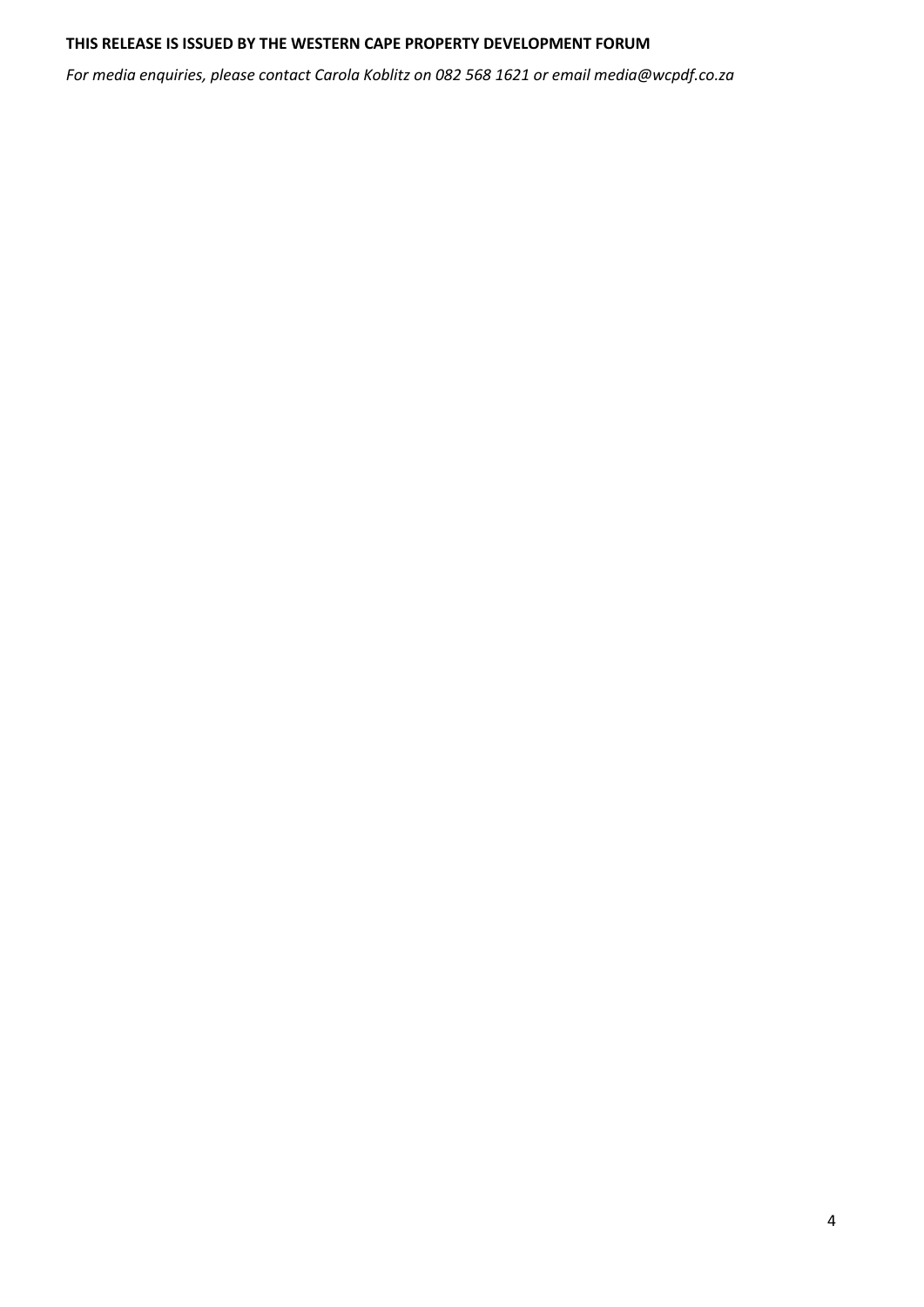**THIS RELEASE IS ISSUED BY THE WESTERN CAPE PROPERTY DEVELOPMENT FORUM**

*For media enquiries, please contact Carola Koblitz on 082 568 1621 or email media@wcpdf.co.za*